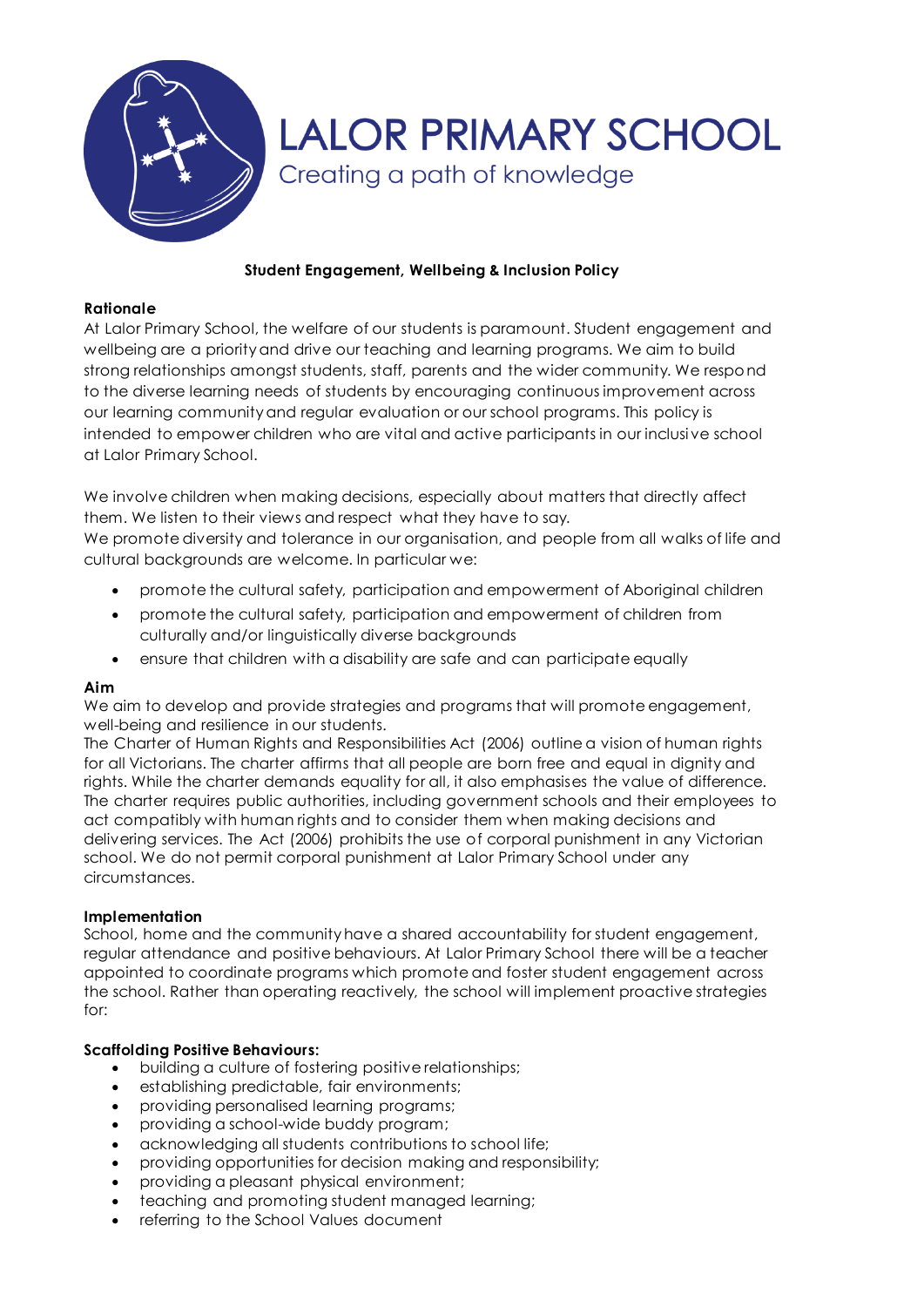# LALOR PRIMARY SCHOOL

Creating a path of knowledge

## Student Engagement, Wellbeing & Inclusion Policy

**Rationale**

At Lalor Primary School, the welfare of our students is paramount. Student engagement and wellbeing are a priority and drive our teaching and learning programs. We aim to build strong relationships amongst students, staff, parents and the wider community. We respond to the diverse learning needs of students by encouraging continuous improvement across our learning community and regular evaluation or our school programs. This policy is intended to empower children who are vital and active participants in our inclusive school at Lalor Primary School.

We involve children when making decisions, especially about matters that directly affect them. We listen to their views and respect what they have to say.
We promote diversity and tolerance in our organisation, and people from all walks of life and cultural backgrounds are welcome. In particular we:

- promote the cultural safety, participation and empowerment of Aboriginal children
- promote the cultural safety, participation and empowerment of children from culturally and/or linguistically diverse backgrounds
- ensure that children with a disability are safe and can participate equally

**Aim**

We aim to develop and provide strategies and programs that will promote engagement, well-being and resilience in our students.
The Charter of Human Rights and Responsibilities Act (2006) outline a vision of human rights for all Victorians. The charter affirms that all people are born free and equal in dignity and rights. While the charter demands equality for all, it also emphasises the value of difference. The charter requires public authorities, including government schools and their employees to act compatibly with human rights and to consider them when making decisions and delivering services. The Act (2006) prohibits the use of corporal punishment in any Victorian school. We do not permit corporal punishment at Lalor Primary School under any circumstances.

**Implementation**

School, home and the community have a shared accountability for student engagement, regular attendance and positive behaviours. At Lalor Primary School there will be a teacher appointed to coordinate programs which promote and foster student engagement across the school. Rather than operating reactively, the school will implement proactive strategies for:

**Scaffolding Positive Behaviours:**

- building a culture of fostering positive relationships;
- establishing predictable, fair environments;
- providing personalised learning programs;
- providing a school-wide buddy program;
- acknowledging all students contributions to school life;
- providing opportunities for decision making and responsibility;
- providing a pleasant physical environment;
- teaching and promoting student managed learning;
- referring to the School Values document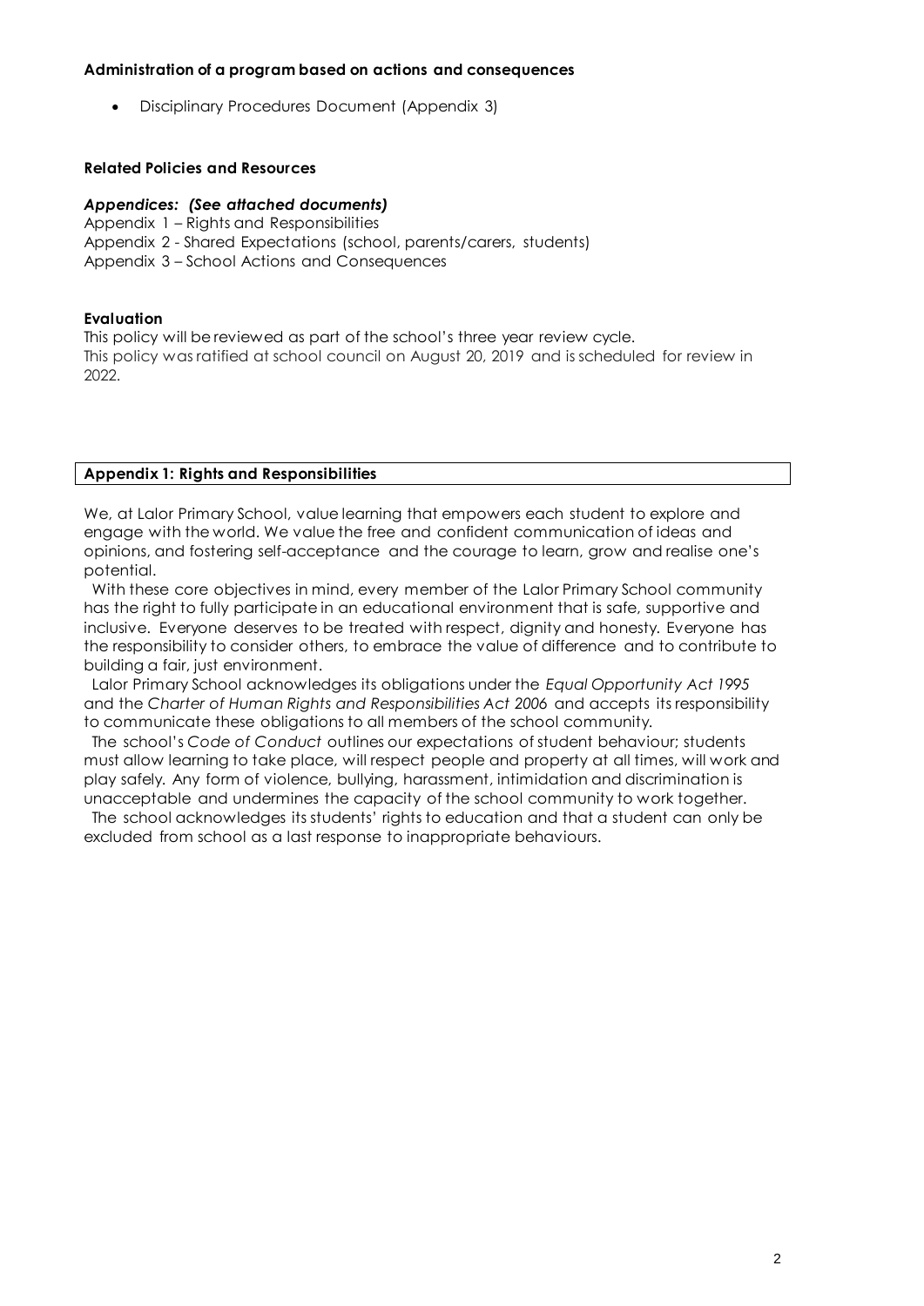**Administration of a program based on actions and consequences**

- Disciplinary Procedures Document (Appendix 3)

**Related Policies and Resources**

***Appendices: (See attached documents)***

Appendix 1 – Rights and Responsibilities
Appendix 2 - Shared Expectations (school, parents/carers, students)
Appendix 3 – School Actions and Consequences

**Evaluation**

This policy will be reviewed as part of the school's three year review cycle.
This policy was ratified at school council on August 20, 2019 and is scheduled for review in 2022.

## Appendix 1: Rights and Responsibilities

We, at Lalor Primary School, value learning that empowers each student to explore and engage with the world. We value the free and confident communication of ideas and opinions, and fostering self-acceptance and the courage to learn, grow and realise one's potential.

With these core objectives in mind, every member of the Lalor Primary School community has the right to fully participate in an educational environment that is safe, supportive and inclusive. Everyone deserves to be treated with respect, dignity and honesty. Everyone has the responsibility to consider others, to embrace the value of difference and to contribute to building a fair, just environment.

Lalor Primary School acknowledges its obligations under the *Equal Opportunity Act 1995* and the *Charter of Human Rights and Responsibilities Act 2006* and accepts its responsibility to communicate these obligations to all members of the school community.

The school's *Code of Conduct* outlines our expectations of student behaviour; students must allow learning to take place, will respect people and property at all times, will work and play safely. Any form of violence, bullying, harassment, intimidation and discrimination is unacceptable and undermines the capacity of the school community to work together.

The school acknowledges its students' rights to education and that a student can only be excluded from school as a last response to inappropriate behaviours.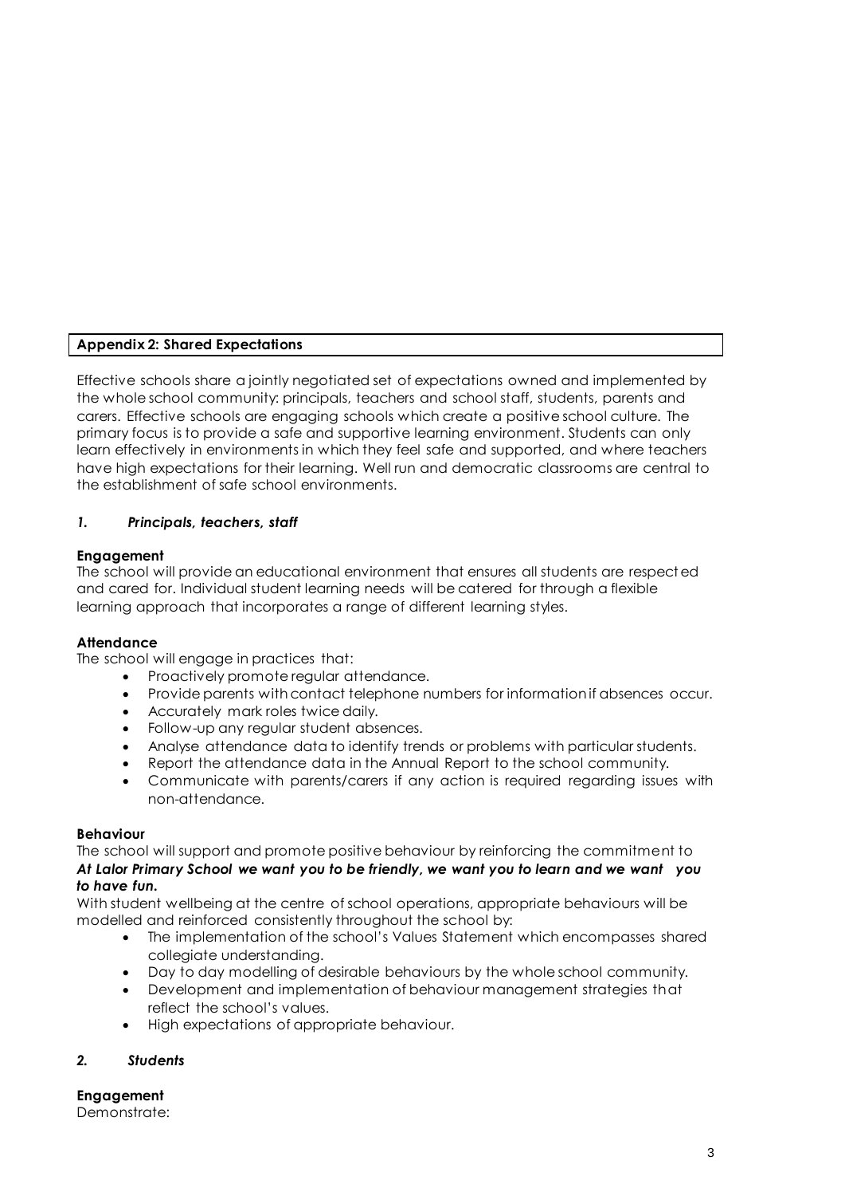## Appendix 2: Shared Expectations

Effective schools share a jointly negotiated set of expectations owned and implemented by the whole school community: principals, teachers and school staff, students, parents and carers. Effective schools are engaging schools which create a positive school culture. The primary focus is to provide a safe and supportive learning environment. Students can only learn effectively in environments in which they feel safe and supported, and where teachers have high expectations for their learning. Well run and democratic classrooms are central to the establishment of safe school environments.

### *1. Principals, teachers, staff*

**Engagement**
The school will provide an educational environment that ensures all students are respected and cared for. Individual student learning needs will be catered for through a flexible learning approach that incorporates a range of different learning styles.

**Attendance**
The school will engage in practices that:

- Proactively promote regular attendance.
- Provide parents with contact telephone numbers for information if absences occur.
- Accurately mark roles twice daily.
- Follow-up any regular student absences.
- Analyse attendance data to identify trends or problems with particular students.
- Report the attendance data in the Annual Report to the school community.
- Communicate with parents/carers if any action is required regarding issues with non-attendance.

**Behaviour**
The school will support and promote positive behaviour by reinforcing the commitment to ***At Lalor Primary School we want you to be friendly, we want you to learn and we want you to have fun.***
With student wellbeing at the centre of school operations, appropriate behaviours will be modelled and reinforced consistently throughout the school by:

- The implementation of the school's Values Statement which encompasses shared collegiate understanding.
- Day to day modelling of desirable behaviours by the whole school community.
- Development and implementation of behaviour management strategies that reflect the school's values.
- High expectations of appropriate behaviour.

### *2. Students*

**Engagement**
Demonstrate: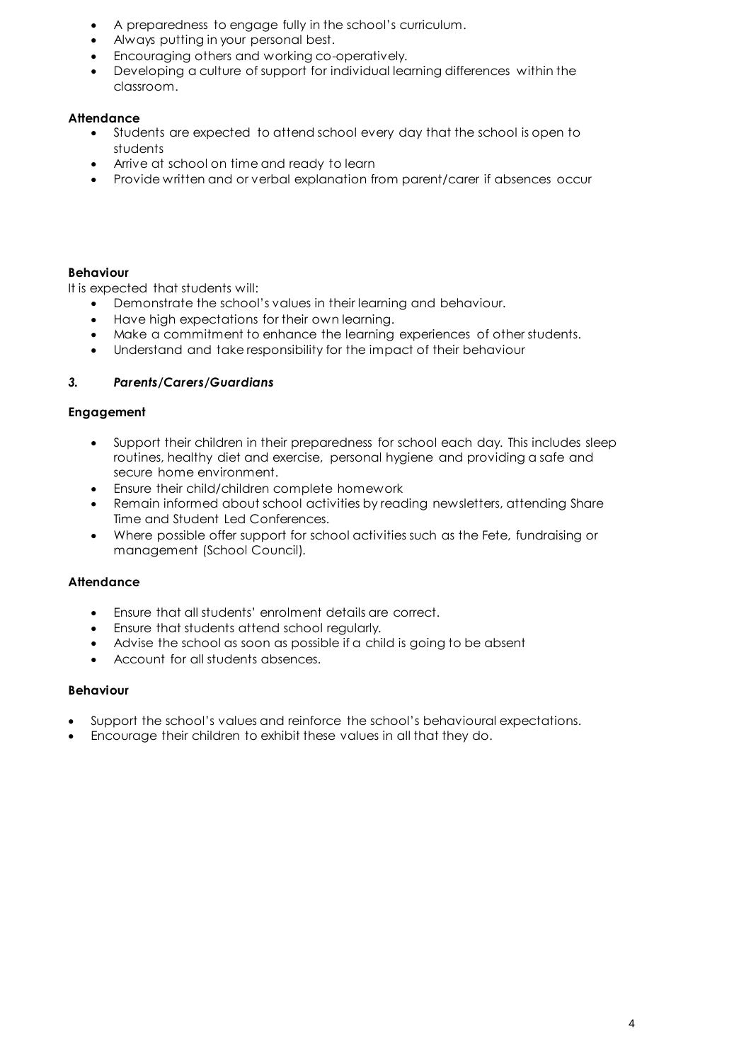- A preparedness to engage fully in the school's curriculum.
- Always putting in your personal best.
- Encouraging others and working co-operatively.
- Developing a culture of support for individual learning differences within the classroom.

**Attendance**

- Students are expected to attend school every day that the school is open to students
- Arrive at school on time and ready to learn
- Provide written and or verbal explanation from parent/carer if absences occur

**Behaviour**

It is expected that students will:

- Demonstrate the school's values in their learning and behaviour.
- Have high expectations for their own learning.
- Make a commitment to enhance the learning experiences of other students.
- Understand and take responsibility for the impact of their behaviour

### *3. Parents/Carers/Guardians*

**Engagement**

- Support their children in their preparedness for school each day. This includes sleep routines, healthy diet and exercise, personal hygiene and providing a safe and secure home environment.
- Ensure their child/children complete homework
- Remain informed about school activities by reading newsletters, attending Share Time and Student Led Conferences.
- Where possible offer support for school activities such as the Fete, fundraising or management (School Council).

**Attendance**

- Ensure that all students' enrolment details are correct.
- Ensure that students attend school regularly.
- Advise the school as soon as possible if a child is going to be absent
- Account for all students absences.

**Behaviour**

- Support the school's values and reinforce the school's behavioural expectations.
- Encourage their children to exhibit these values in all that they do.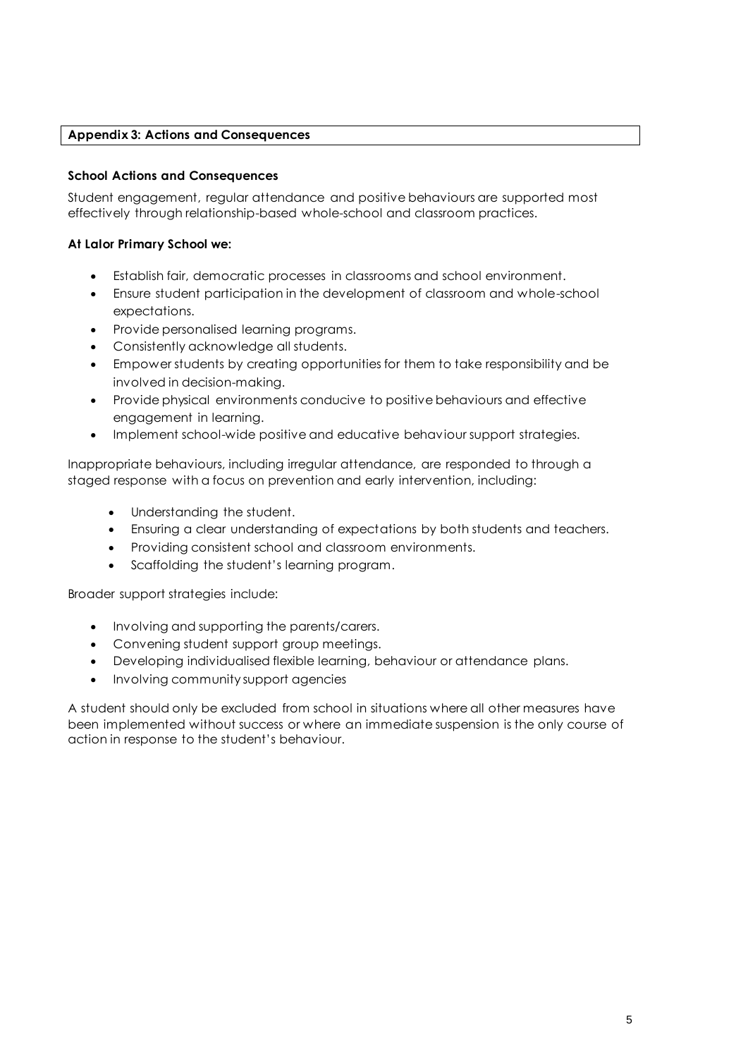## Appendix 3: Actions and Consequences

### School Actions and Consequences

Student engagement, regular attendance and positive behaviours are supported most effectively through relationship-based whole-school and classroom practices.

**At Lalor Primary School we:**

- Establish fair, democratic processes in classrooms and school environment.
- Ensure student participation in the development of classroom and whole-school expectations.
- Provide personalised learning programs.
- Consistently acknowledge all students.
- Empower students by creating opportunities for them to take responsibility and be involved in decision-making.
- Provide physical environments conducive to positive behaviours and effective engagement in learning.
- Implement school-wide positive and educative behaviour support strategies.

Inappropriate behaviours, including irregular attendance, are responded to through a staged response with a focus on prevention and early intervention, including:

- Understanding the student.
- Ensuring a clear understanding of expectations by both students and teachers.
- Providing consistent school and classroom environments.
- Scaffolding the student's learning program.

Broader support strategies include:

- Involving and supporting the parents/carers.
- Convening student support group meetings.
- Developing individualised flexible learning, behaviour or attendance plans.
- Involving community support agencies

A student should only be excluded from school in situations where all other measures have been implemented without success or where an immediate suspension is the only course of action in response to the student's behaviour.